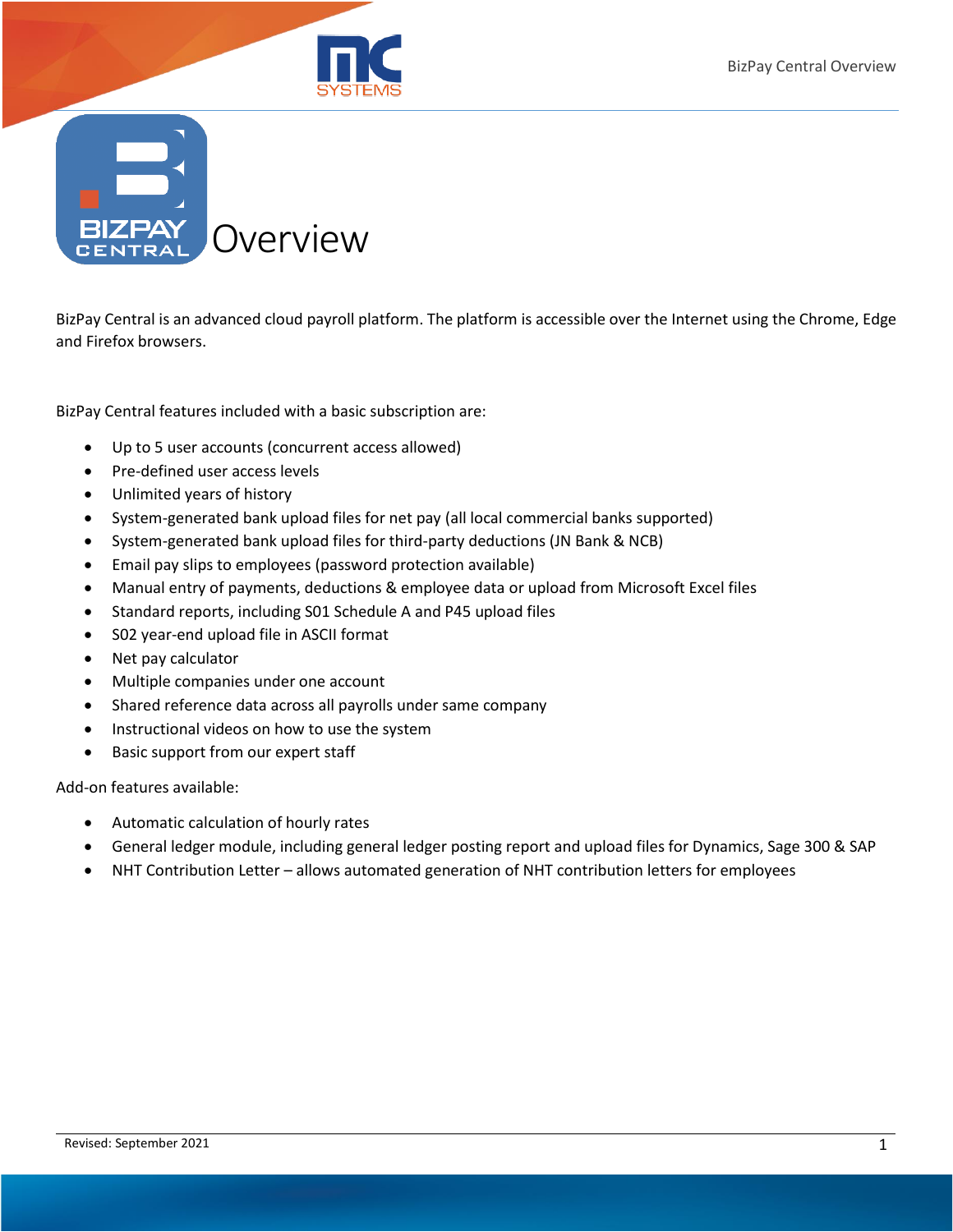# Overview

BizPay Central is an advanced cloud payroll platform. The platform is accessible over the Internet using the Chrome, Edge and Firefox browsers.

BizPay Central features included with a basic subscription are:

- Up to 5 user accounts (concurrent access allowed)
- Pre-defined user access levels
- Unlimited years of history
- System-generated bank upload files for net pay (all local commercial banks supported)
- System-generated bank upload files for third-party deductions (JN Bank & NCB)
- Email pay slips to employees (password protection available)
- Manual entry of payments, deductions & employee data or upload from Microsoft Excel files
- Standard reports, including S01 Schedule A and P45 upload files
- S02 year-end upload file in ASCII format
- Net pay calculator
- Multiple companies under one account
- Shared reference data across all payrolls under same company
- Instructional videos on how to use the system
- Basic support from our expert staff

Add-on features available:

- Automatic calculation of hourly rates
- General ledger module, including general ledger posting report and upload files for Dynamics, Sage 300 & SAP
- NHT Contribution Letter – allows automated generation of NHT contribution letters for employees

Revised: September 2021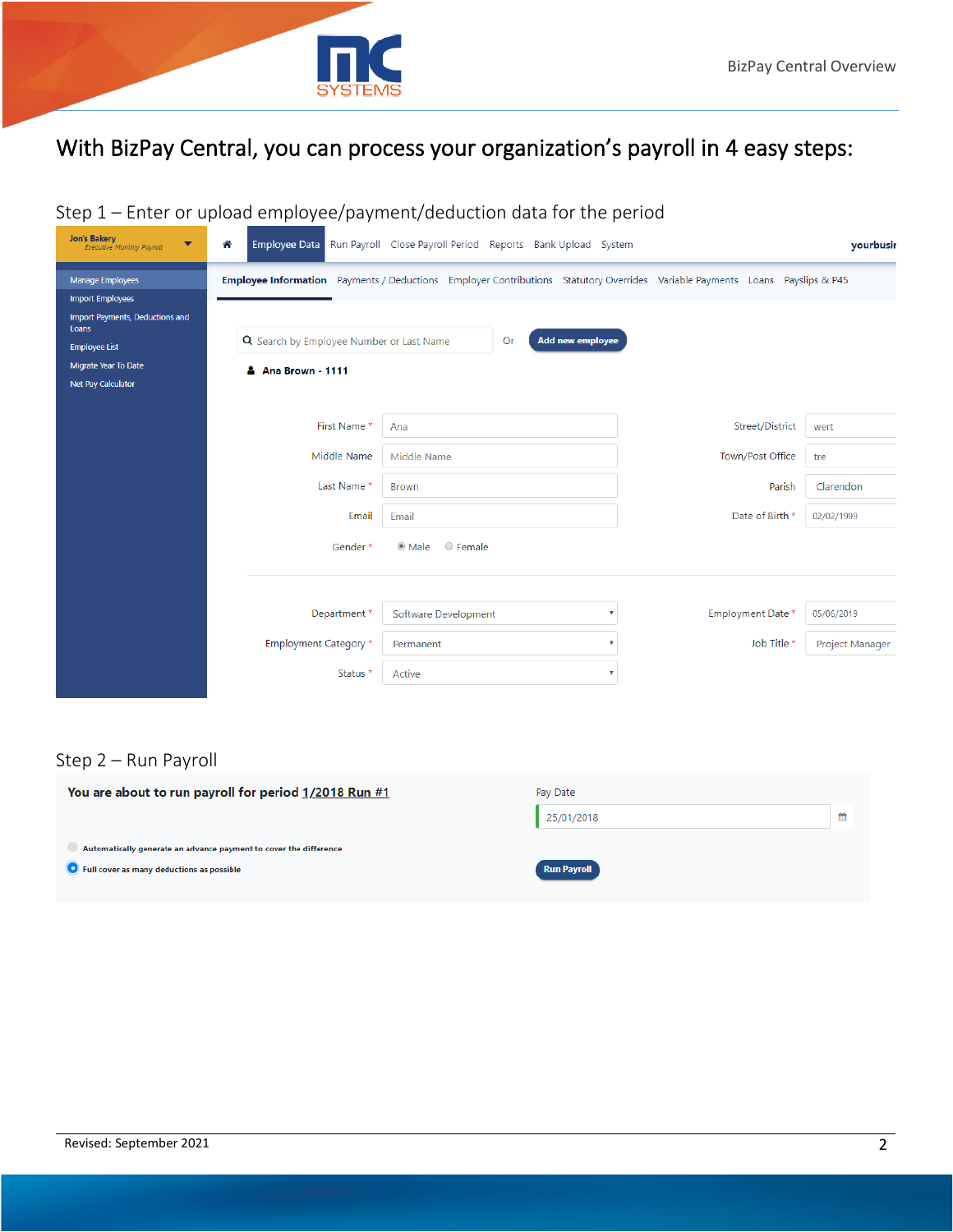With BizPay Central, you can process your organization's payroll in 4 easy steps:

## Step 1 – Enter or upload employee/payment/deduction data for the period

Jon's Bakery
*Executive Monthly Payroll*

Employee Data | Run Payroll | Close Payroll Period | Reports | Bank Upload | System

- Manage Employees
- Import Employees
- Import Payments, Deductions and Loans
- Employee List
- Migrate Year To Date
- Net Pay Calculator

Employee Information | Payments / Deductions | Employer Contributions | Statutory Overrides | Variable Payments | Loans | Payslips & P45

Search by Employee Number or Last Name   Or   **Add new employee**

**Ana Brown - 1111**

| Field | Value | Field | Value |
|---|---|---|---|
| First Name * | Ana | Street/District | wert |
| Middle Name | Middle Name | Town/Post Office | tre |
| Last Name * | Brown | Parish | Clarendon |
| Email | Email | Date of Birth * | 02/02/1999 |
| Gender * | Male / Female | | |
| Department * | Software Development | Employment Date * | 05/06/2019 |
| Employment Category * | Permanent | Job Title * | Project Manager |
| Status * | Active | | |

## Step 2 – Run Payroll

**You are about to run payroll for period 1/2018 Run #1**

Pay Date: 25/01/2018

- Automatically generate an advance payment to cover the difference
- Full cover as many deductions as possible

**Run Payroll**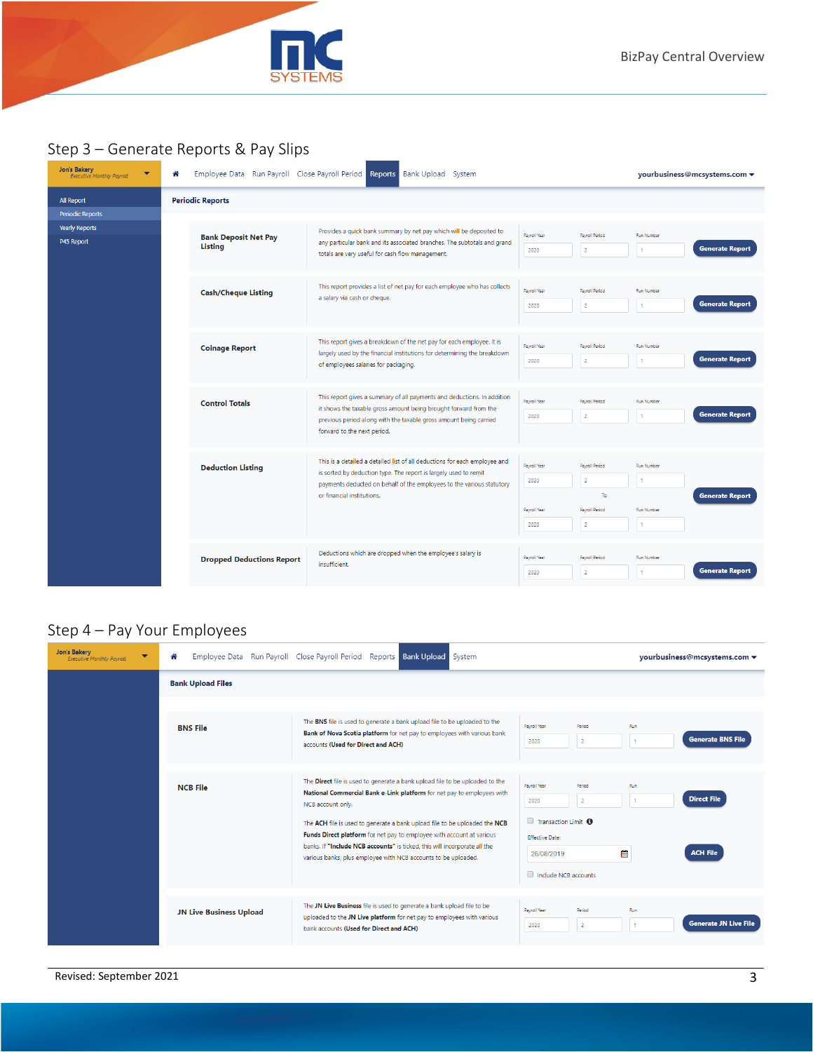## Step 3 – Generate Reports & Pay Slips

**Jon's Bakery**
*Executive Monthly Payroll*

Employee Data | Run Payroll | Close Payroll Period | Reports | Bank Upload | System

yourbusiness@mcsystems.com

- All Report
- Periodic Reports
- Yearly Reports
- P45 Report

**Periodic Reports**

| Report | Description | Payroll Year | Payroll Period | Run Number | |
|---|---|---|---|---|---|
| **Bank Deposit Net Pay Listing** | Provides a quick bank summary by net pay which will be deposited to any particular bank and its associated branches. The subtotals and grand totals are very useful for cash flow management. | 2020 | 2 | 1 | Generate Report |
| **Cash/Cheque Listing** | This report provides a list of net pay for each employee who has collects a salary via cash or cheque. | 2020 | 2 | 1 | Generate Report |
| **Coinage Report** | This report gives a breakdown of the net pay for each employee. It is largely used by the financial institutions for determining the breakdown of employees salaries for packaging. | 2020 | 2 | 1 | Generate Report |
| **Control Totals** | This report gives a summary of all payments and deductions. In addition it shows the taxable gross amount being brought forward from the previous period along with the taxable gross amount being carried forward to the next period. | 2020 | 2 | 1 | Generate Report |
| **Deduction Listing** | This is a detailed a detailed list of all deductions for each employee and is sorted by deduction type. The report is largely used to remit payments deducted on behalf of the employees to the various statutory or financial institutions. | 2020 To 2020 | 2 To 2 | 1 To 1 | Generate Report |
| **Dropped Deductions Report** | Deductions which are dropped when the employee's salary is insufficient. | 2020 | 2 | 1 | Generate Report |

## Step 4 – Pay Your Employees

**Jon's Bakery**
*Executive Monthly Payroll*

Employee Data | Run Payroll | Close Payroll Period | Reports | Bank Upload | System

yourbusiness@mcsystems.com

**Bank Upload Files**

| File | Description | Payroll Year | Period | Run | |
|---|---|---|---|---|---|
| **BNS File** | The **BNS** file is used to generate a bank upload file to be uploaded to the **Bank of Nova Scotia platform** for net pay to employees with various bank accounts **(Used for Direct and ACH)** | 2020 | 2 | 1 | Generate BNS File |
| **NCB File** | The **Direct** file is used to generate a bank upload file to be uploaded to the **National Commercial Bank e-Link platform** for net pay to employees with NCB account only.<br><br>The **ACH** file is used to generate a bank upload file to be uploaded the **NCB Funds Direct platform** for net pay to employee with account at various banks. If **"Include NCB accounts"** is ticked, this will incorporate all the various banks, plus employee with NCB accounts to be uploaded. | 2020 | 2 | 1 | Direct File<br><br>Transaction Limit<br>Effective Date: 26/08/2019<br>Include NCB accounts<br>ACH File |
| **JN Live Business Upload** | The **JN Live Business** file is used to generate a bank upload file to be uploaded to the **JN Live platform** for net pay to employees with various bank accounts **(Used for Direct and ACH)** | 2020 | 2 | 1 | Generate JN Live File |

Revised: September 2021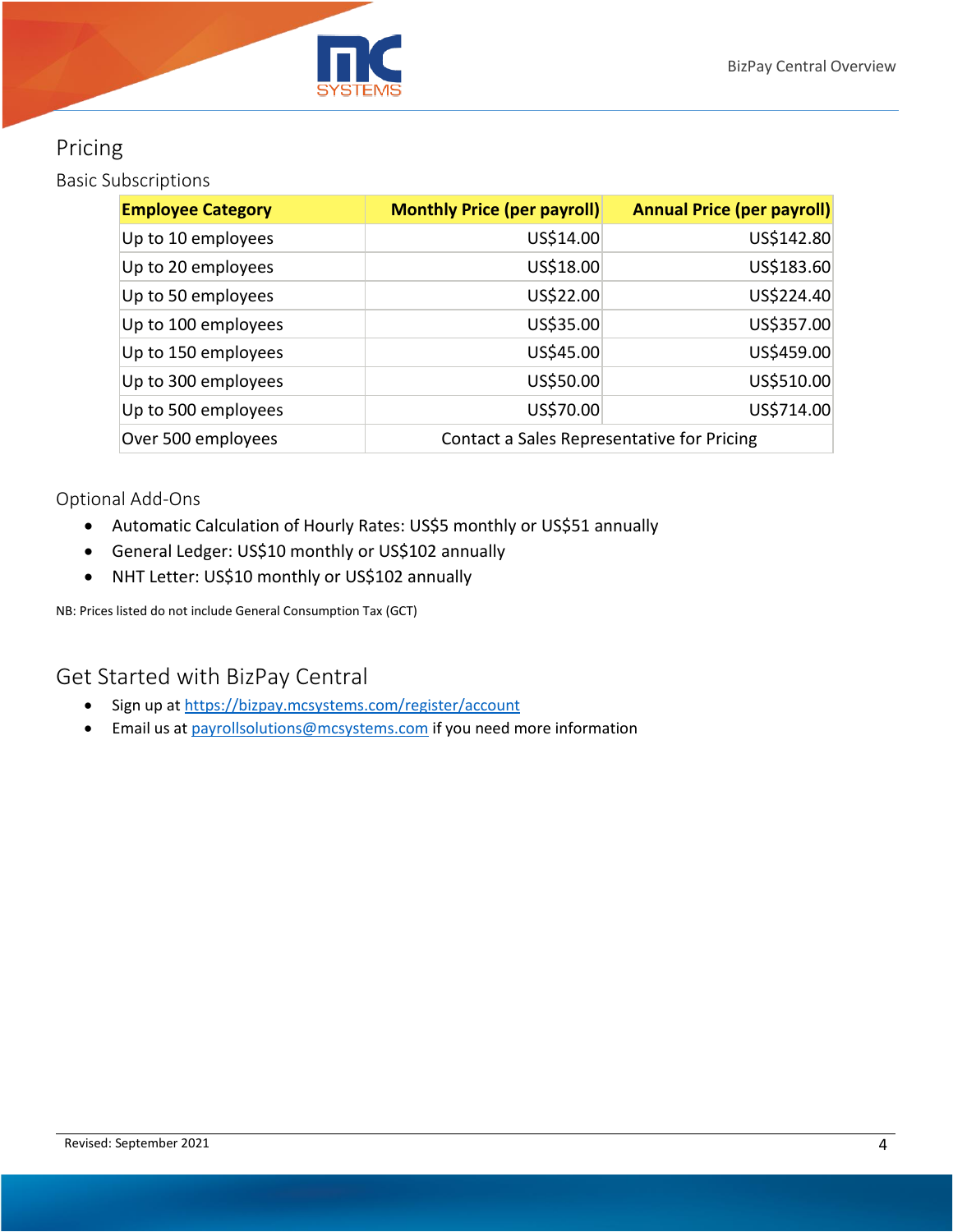# Pricing

## Basic Subscriptions

| Employee Category | Monthly Price (per payroll) | Annual Price (per payroll) |
|---|---:|---:|
| Up to 10 employees | US$14.00 | US$142.80 |
| Up to 20 employees | US$18.00 | US$183.60 |
| Up to 50 employees | US$22.00 | US$224.40 |
| Up to 100 employees | US$35.00 | US$357.00 |
| Up to 150 employees | US$45.00 | US$459.00 |
| Up to 300 employees | US$50.00 | US$510.00 |
| Up to 500 employees | US$70.00 | US$714.00 |
| Over 500 employees | Contact a Sales Representative for Pricing | |

## Optional Add-Ons

- Automatic Calculation of Hourly Rates: US$5 monthly or US$51 annually
- General Ledger: US$10 monthly or US$102 annually
- NHT Letter: US$10 monthly or US$102 annually

NB: Prices listed do not include General Consumption Tax (GCT)

# Get Started with BizPay Central

- Sign up at https://bizpay.mcsystems.com/register/account
- Email us at payrollsolutions@mcsystems.com if you need more information

Revised: September 2021